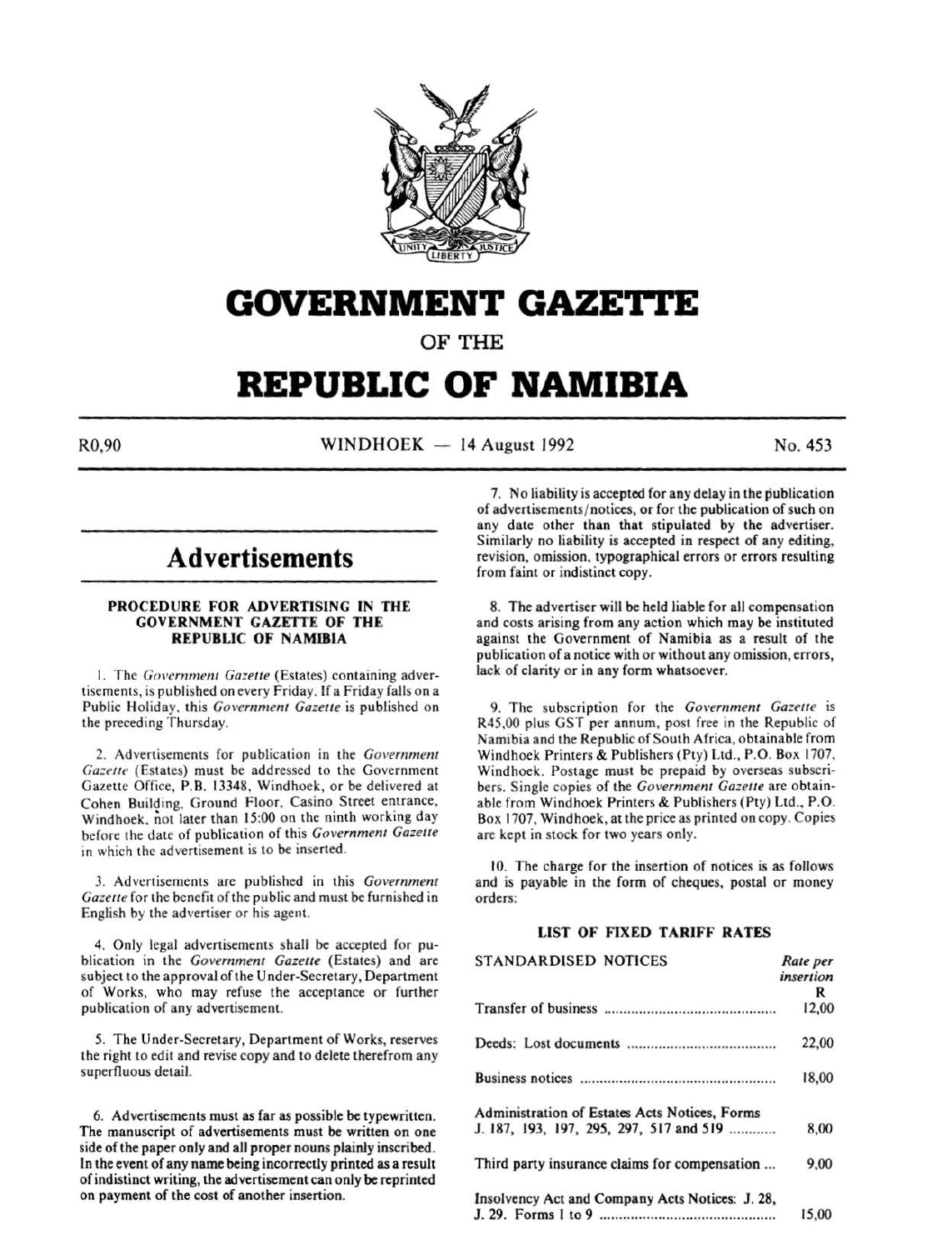# GOVERNMENT GAZETTE

OF THE

# REPUBLIC OF NAMIBIA

R0,90 WINDHOEK — 14 August 1992 No. 453

## Advertisements

### PROCEDURE FOR ADVERTISING IN THE GOVERNMENT GAZETTE OF THE REPUBLIC OF NAMIBIA

1. The *Government Gazette* (Estates) containing advertisements, is published on every Friday. If a Friday falls on a Public Holiday, this *Government Gazette* is published on the preceding Thursday.

2. Advertisements for publication in the *Government Gazette* (Estates) must be addressed to the Government Gazette Office, P.B. 13348, Windhoek, or be delivered at Cohen Building, Ground Floor, Casino Street entrance, Windhoek, not later than 15:00 on the ninth working day before the date of publication of this *Government Gazette* in which the advertisement is to be inserted.

3. Advertisements are published in this *Government Gazette* for the benefit of the public and must be furnished in English by the advertiser or his agent.

4. Only legal advertisements shall be accepted for publication in the *Government Gazette* (Estates) and are subject to the approval of the Under-Secretary, Department of Works, who may refuse the acceptance or further publication of any advertisement.

5. The Under-Secretary, Department of Works, reserves the right to edit and revise copy and to delete therefrom any superfluous detail.

6. Advertisements must as far as possible be typewritten. The manuscript of advertisements must be written on one side of the paper only and all proper nouns plainly inscribed. In the event of any name being incorrectly printed as a result of indistinct writing, the advertisement can only be reprinted on payment of the cost of another insertion.

7. No liability is accepted for any delay in the publication of advertisements/notices, or for the publication of such on any date other than that stipulated by the advertiser. Similarly no liability is accepted in respect of any editing, revision, omission, typographical errors or errors resulting from faint or indistinct copy.

8. The advertiser will be held liable for all compensation and costs arising from any action which may be instituted against the Government of Namibia as a result of the publication of a notice with or without any omission, errors, lack of clarity or in any form whatsoever.

9. The subscription for the *Government Gazette* is R45,00 plus GST per annum, post free in the Republic of Namibia and the Republic of South Africa, obtainable from Windhoek Printers & Publishers (Pty) Ltd., P.O. Box 1707, Windhoek. Postage must be prepaid by overseas subscribers. Single copies of the *Government Gazette* are obtainable from Windhoek Printers & Publishers (Pty) Ltd., P.O. Box 1707, Windhoek, at the price as printed on copy. Copies are kept in stock for two years only.

10. The charge for the insertion of notices is as follows and is payable in the form of cheques, postal or money orders:

### LIST OF FIXED TARIFF RATES

| STANDARDISED NOTICES | *Rate per insertion* R |
|---|---|
| Transfer of business | 12,00 |
| Deeds: Lost documents | 22,00 |
| Business notices | 18,00 |
| Administration of Estates Acts Notices, Forms J. 187, 193, 197, 295, 297, 517 and 519 | 8,00 |
| Third party insurance claims for compensation ... | 9,00 |
| Insolvency Act and Company Acts Notices: J. 28, J. 29. Forms 1 to 9 | 15,00 |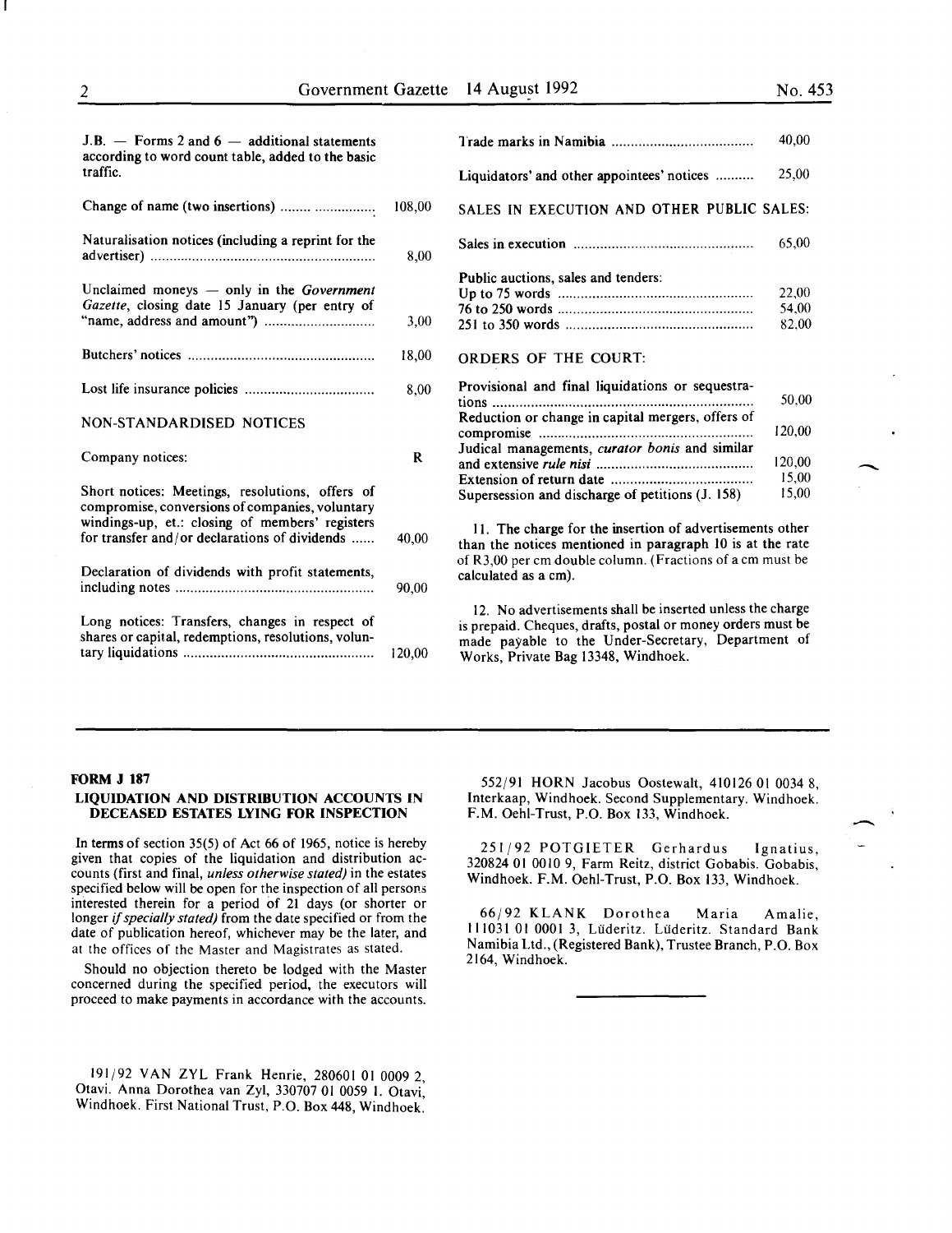| | |
|---|---|
| J.B. — Forms 2 and 6 — additional statements according to word count table, added to the basic traffic. | |
| Change of name (two insertions) | 108,00 |
| Naturalisation notices (including a reprint for the advertiser) | 8,00 |
| Unclaimed moneys — only in the *Government Gazette*, closing date 15 January (per entry of "name, address and amount") | 3,00 |
| Butchers' notices | 18,00 |
| Lost life insurance policies | 8,00 |

NON-STANDARDISED NOTICES

| | |
|---|---|
| Company notices: | R |
| Short notices: Meetings, resolutions, offers of compromise, conversions of companies, voluntary windings-up, et.: closing of members' registers for transfer and/or declarations of dividends | 40,00 |
| Declaration of dividends with profit statements, including notes | 90,00 |
| Long notices: Transfers, changes in respect of shares or capital, redemptions, resolutions, voluntary liquidations | 120,00 |
| Trade marks in Namibia | 40,00 |
| Liquidators' and other appointees' notices | 25,00 |

SALES IN EXECUTION AND OTHER PUBLIC SALES:

| | |
|---|---|
| Sales in execution | 65,00 |
| Public auctions, sales and tenders: | |
| Up to 75 words | 22,00 |
| 76 to 250 words | 54,00 |
| 251 to 350 words | 82,00 |

ORDERS OF THE COURT:

| | |
|---|---|
| Provisional and final liquidations or sequestrations | 50,00 |
| Reduction or change in capital mergers, offers of compromise | 120,00 |
| Judical managements, *curator bonis* and similar and extensive *rule nisi* | 120,00 |
| Extension of return date | 15,00 |
| Supersession and discharge of petitions (J. 158) | 15,00 |

11. The charge for the insertion of advertisements other than the notices mentioned in paragraph 10 is at the rate of R3,00 per cm double column. (Fractions of a cm must be calculated as a cm).

12. No advertisements shall be inserted unless the charge is prepaid. Cheques, drafts, postal or money orders must be made payable to the Under-Secretary, Department of Works, Private Bag 13348, Windhoek.

---

**FORM J 187**

**LIQUIDATION AND DISTRIBUTION ACCOUNTS IN DECEASED ESTATES LYING FOR INSPECTION**

In terms of section 35(5) of Act 66 of 1965, notice is hereby given that copies of the liquidation and distribution accounts (first and final, *unless otherwise stated)* in the estates specified below will be open for the inspection of all persons interested therein for a period of 21 days (or shorter or longer *if specially stated)* from the date specified or from the date of publication hereof, whichever may be the later, and at the offices of the Master and Magistrates as stated.

Should no objection thereto be lodged with the Master concerned during the specified period, the executors will proceed to make payments in accordance with the accounts.

191/92 VAN ZYL Frank Henrie, 280601 01 0009 2, Otavi. Anna Dorothea van Zyl, 330707 01 0059 1. Otavi, Windhoek. First National Trust, P.O. Box 448, Windhoek.

552/91 HORN Jacobus Oostewalt, 410126 01 0034 8, Interkaap, Windhoek. Second Supplementary. Windhoek. F.M. Oehl-Trust, P.O. Box 133, Windhoek.

251/92 POTGIETER Gerhardus Ignatius, 320824 01 0010 9, Farm Reitz, district Gobabis. Gobabis, Windhoek. F.M. Oehl-Trust, P.O. Box 133, Windhoek.

66/92 KLANK Dorothea Maria Amalie, 111031 01 0001 3, Lüderitz. Lüderitz. Standard Bank Namibia Ltd., (Registered Bank), Trustee Branch, P.O. Box 2164, Windhoek.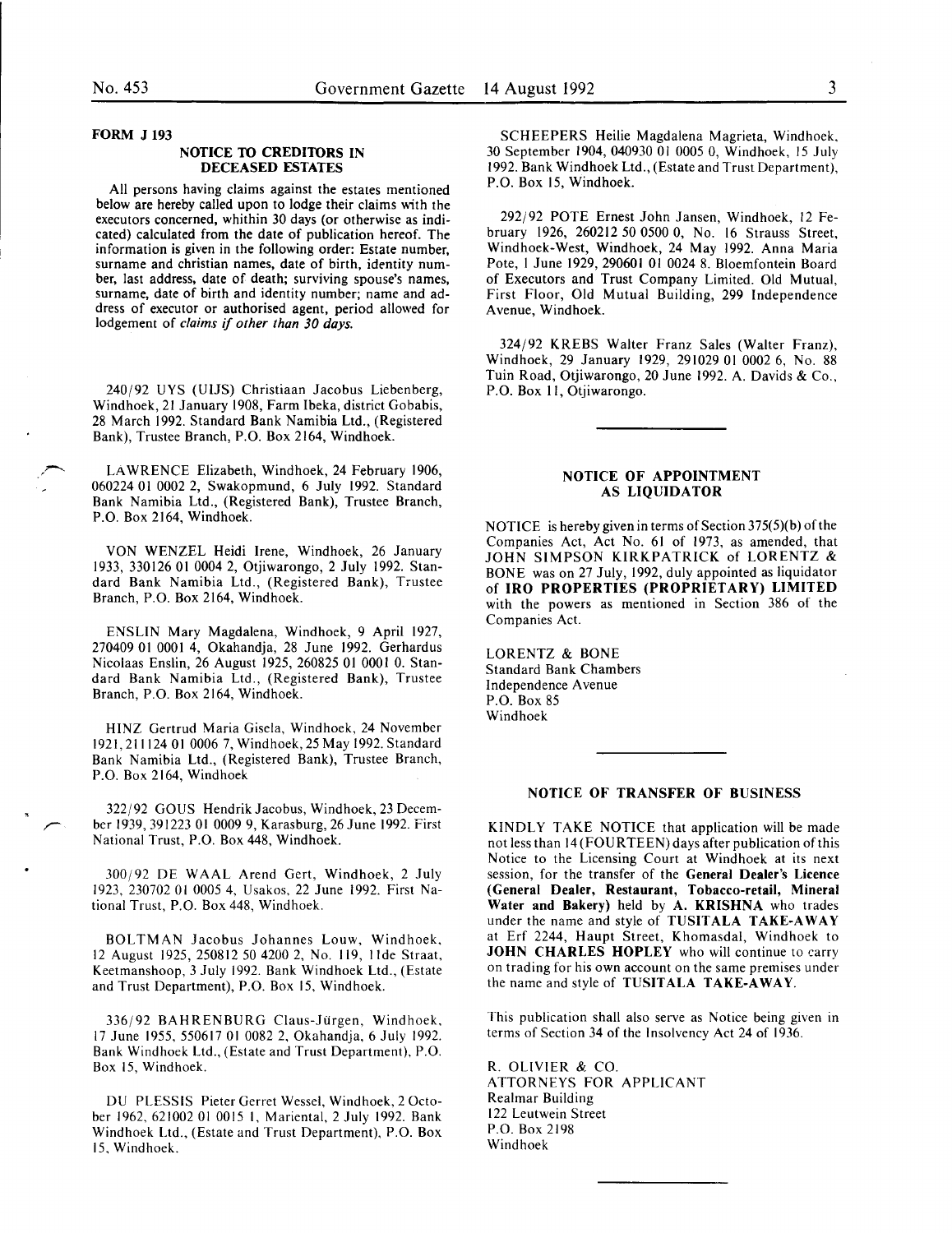**FORM J 193**

## NOTICE TO CREDITORS IN DECEASED ESTATES

All persons having claims against the estates mentioned below are hereby called upon to lodge their claims with the executors concerned, whithin 30 days (or otherwise as indicated) calculated from the date of publication hereof. The information is given in the following order: Estate number, surname and christian names, date of birth, identity number, last address, date of death; surviving spouse's names, surname, date of birth and identity number; name and address of executor or authorised agent, period allowed for lodgement of *claims if other than 30 days.*

240/92 UYS (UIJS) Christiaan Jacobus Liebenberg, Windhoek, 21 January 1908, Farm Ibeka, district Gobabis, 28 March 1992. Standard Bank Namibia Ltd., (Registered Bank), Trustee Branch, P.O. Box 2164, Windhoek.

LAWRENCE Elizabeth, Windhoek, 24 February 1906, 060224 01 0002 2, Swakopmund, 6 July 1992. Standard Bank Namibia Ltd., (Registered Bank), Trustee Branch, P.O. Box 2164, Windhoek.

VON WENZEL Heidi Irene, Windhoek, 26 January 1933, 330126 01 0004 2, Otjiwarongo, 2 July 1992. Standard Bank Namibia Ltd., (Registered Bank), Trustee Branch, P.O. Box 2164, Windhoek.

ENSLIN Mary Magdalena, Windhoek, 9 April 1927, 270409 01 0001 4, Okahandja, 28 June 1992. Gerhardus Nicolaas Enslin, 26 August 1925, 260825 01 0001 0. Standard Bank Namibia Ltd., (Registered Bank), Trustee Branch, P.O. Box 2164, Windhoek.

HINZ Gertrud Maria Gisela, Windhoek, 24 November 1921, 211124 01 0006 7, Windhoek, 25 May 1992. Standard Bank Namibia Ltd., (Registered Bank), Trustee Branch, P.O. Box 2164, Windhoek

322/92 GOUS Hendrik Jacobus, Windhoek, 23 December 1939, 391223 01 0009 9, Karasburg, 26 June 1992. First National Trust, P.O. Box 448, Windhoek.

300/92 DE WAAL Arend Gert, Windhoek, 2 July 1923, 230702 01 0005 4, Usakos, 22 June 1992. First National Trust, P.O. Box 448, Windhoek.

BOLTMAN Jacobus Johannes Louw, Windhoek, 12 August 1925, 250812 50 4200 2, No. 119, 11de Straat, Keetmanshoop, 3 July 1992. Bank Windhoek Ltd., (Estate and Trust Department), P.O. Box 15, Windhoek.

336/92 BAHRENBURG Claus-Jürgen, Windhoek, 17 June 1955, 550617 01 0082 2, Okahandja, 6 July 1992. Bank Windhoek Ltd., (Estate and Trust Department), P.O. Box 15, Windhoek.

DU PLESSIS Pieter Gerret Wessel, Windhoek, 2 October 1962, 621002 01 0015 1, Mariental, 2 July 1992. Bank Windhoek Ltd., (Estate and Trust Department), P.O. Box 15, Windhoek.

SCHEEPERS Heilie Magdalena Magrieta, Windhoek, 30 September 1904, 040930 01 0005 0, Windhoek, 15 July 1992. Bank Windhoek Ltd., (Estate and Trust Department), P.O. Box 15, Windhoek.

292/92 POTE Ernest John Jansen, Windhoek, 12 February 1926, 260212 50 0500 0, No. 16 Strauss Street, Windhoek-West, Windhoek, 24 May 1992. Anna Maria Pote, 1 June 1929, 290601 01 0024 8. Bloemfontein Board of Executors and Trust Company Limited. Old Mutual, First Floor, Old Mutual Building, 299 Independence Avenue, Windhoek.

324/92 KREBS Walter Franz Sales (Walter Franz), Windhoek, 29 January 1929, 291029 01 0002 6, No. 88 Tuin Road, Otjiwarongo, 20 June 1992. A. Davids & Co., P.O. Box 11, Otjiwarongo.

## NOTICE OF APPOINTMENT AS LIQUIDATOR

NOTICE is hereby given in terms of Section 375(5)(b) of the Companies Act, Act No. 61 of 1973, as amended, that JOHN SIMPSON KIRKPATRICK of LORENTZ & BONE was on 27 July, 1992, duly appointed as liquidator of **IRO PROPERTIES (PROPRIETARY) LIMITED** with the powers as mentioned in Section 386 of the Companies Act.

LORENTZ & BONE
Standard Bank Chambers
Independence Avenue
P.O. Box 85
Windhoek

## NOTICE OF TRANSFER OF BUSINESS

KINDLY TAKE NOTICE that application will be made not less than 14 (FOURTEEN) days after publication of this Notice to the Licensing Court at Windhoek at its next session, for the transfer of the **General Dealer's Licence (General Dealer, Restaurant, Tobacco-retail, Mineral Water and Bakery)** held by **A. KRISHNA** who trades under the name and style of **TUSITALA TAKE-AWAY** at Erf 2244, Haupt Street, Khomasdal, Windhoek to **JOHN CHARLES HOPLEY** who will continue to carry on trading for his own account on the same premises under the name and style of **TUSITALA TAKE-AWAY**.

This publication shall also serve as Notice being given in terms of Section 34 of the Insolvency Act 24 of 1936.

R. OLIVIER & CO.
ATTORNEYS FOR APPLICANT
Realmar Building
122 Leutwein Street
P.O. Box 2198
Windhoek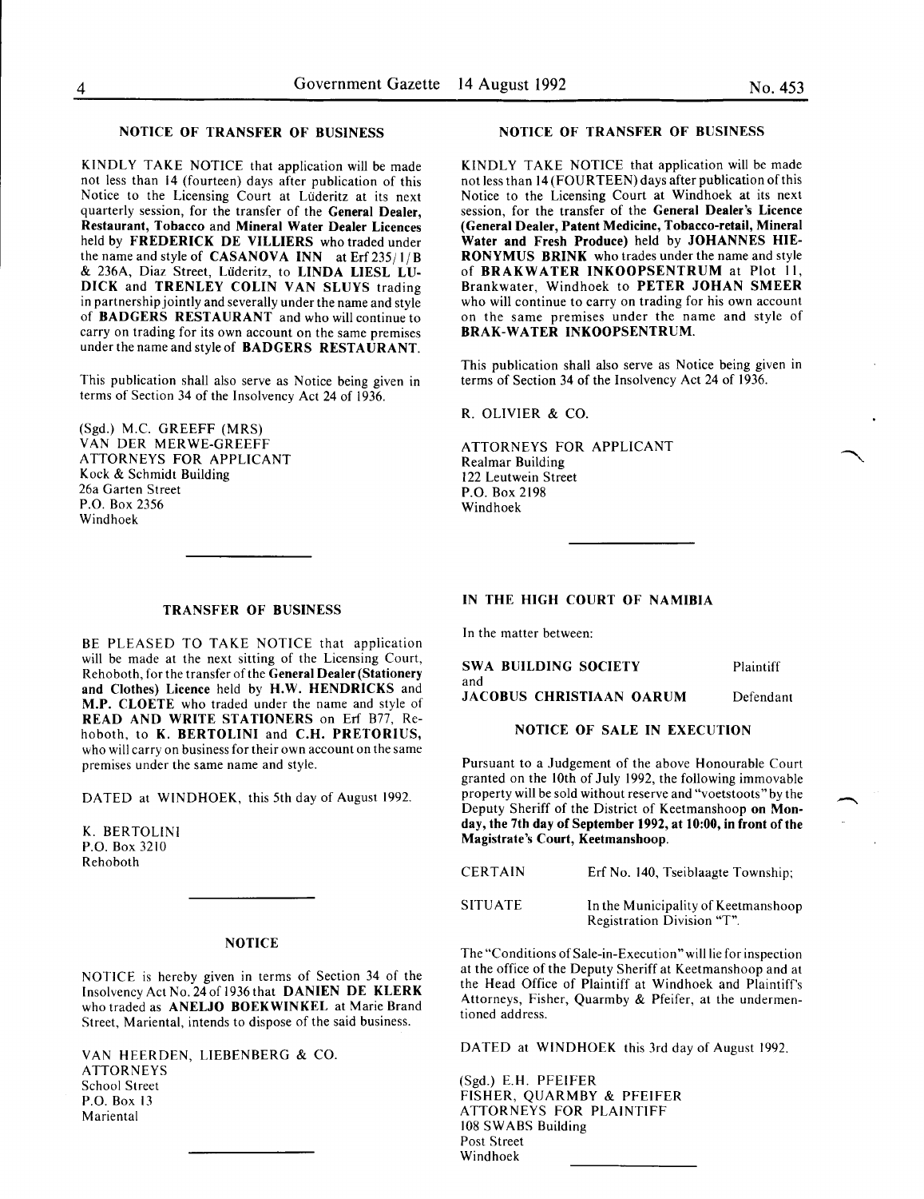## NOTICE OF TRANSFER OF BUSINESS

KINDLY TAKE NOTICE that application will be made not less than 14 (fourteen) days after publication of this Notice to the Licensing Court at Lüderitz at its next quarterly session, for the transfer of the **General Dealer, Restaurant, Tobacco** and **Mineral Water Dealer Licences** held by **FREDERICK DE VILLIERS** who traded under the name and style of **CASANOVA INN** at Erf 235/1/B & 236A, Diaz Street, Lüderitz, to **LINDA LIESL LUDICK** and **TRENLEY COLIN VAN SLUYS** trading in partnership jointly and severally under the name and style of **BADGERS RESTAURANT** and who will continue to carry on trading for its own account on the same premises under the name and style of **BADGERS RESTAURANT.**

This publication shall also serve as Notice being given in terms of Section 34 of the Insolvency Act 24 of 1936.

(Sgd.) M.C. GREEFF (MRS)
VAN DER MERWE-GREEFF
ATTORNEYS FOR APPLICANT
Kock & Schmidt Building
26a Garten Street
P.O. Box 2356
Windhoek

## TRANSFER OF BUSINESS

BE PLEASED TO TAKE NOTICE that application will be made at the next sitting of the Licensing Court, Rehoboth, for the transfer of the **General Dealer (Stationery and Clothes) Licence** held by **H.W. HENDRICKS** and **M.P. CLOETE** who traded under the name and style of **READ AND WRITE STATIONERS** on Erf B77, Rehoboth, to **K. BERTOLINI** and **C.H. PRETORIUS,** who will carry on business for their own account on the same premises under the same name and style.

DATED at WINDHOEK, this 5th day of August 1992.

K. BERTOLINI
P.O. Box 3210
Rehoboth

## NOTICE

NOTICE is hereby given in terms of Section 34 of the Insolvency Act No. 24 of 1936 that **DANIEN DE KLERK** who traded as **ANELJO BOEKWINKEL** at Marie Brand Street, Mariental, intends to dispose of the said business.

VAN HEERDEN, LIEBENBERG & CO.
ATTORNEYS
School Street
P.O. Box 13
Mariental

## NOTICE OF TRANSFER OF BUSINESS

KINDLY TAKE NOTICE that application will be made not less than 14 (FOURTEEN) days after publication of this Notice to the Licensing Court at Windhoek at its next session, for the transfer of the **General Dealer's Licence (General Dealer, Patent Medicine, Tobacco-retail, Mineral Water and Fresh Produce)** held by **JOHANNES HIERONYMUS BRINK** who trades under the name and style of **BRAKWATER INKOOPSENTRUM** at Plot 11, Brankwater, Windhoek to **PETER JOHAN SMEER** who will continue to carry on trading for his own account on the same premises under the name and style of **BRAK-WATER INKOOPSENTRUM.**

This publication shall also serve as Notice being given in terms of Section 34 of the Insolvency Act 24 of 1936.

R. OLIVIER & CO.

ATTORNEYS FOR APPLICANT
Realmar Building
122 Leutwein Street
P.O. Box 2198
Windhoek

## IN THE HIGH COURT OF NAMIBIA

In the matter between:

| | |
|---|---|
| **SWA BUILDING SOCIETY** | Plaintiff |
| and | |
| **JACOBUS CHRISTIAAN OARUM** | Defendant |

### NOTICE OF SALE IN EXECUTION

Pursuant to a Judgement of the above Honourable Court granted on the 10th of July 1992, the following immovable property will be sold without reserve and "voetstoots" by the Deputy Sheriff of the District of Keetmanshoop **on Monday, the 7th day of September 1992, at 10:00, in front of the Magistrate's Court, Keetmanshoop.**

| | |
|---|---|
| CERTAIN | Erf No. 140, Tseiblaagte Township; |
| SITUATE | In the Municipality of Keetmanshoop Registration Division "T". |

The "Conditions of Sale-in-Execution" will lie for inspection at the office of the Deputy Sheriff at Keetmanshoop and at the Head Office of Plaintiff at Windhoek and Plaintiff's Attorneys, Fisher, Quarmby & Pfeifer, at the undermentioned address.

DATED at WINDHOEK this 3rd day of August 1992.

(Sgd.) E.H. PFEIFER
FISHER, QUARMBY & PFEIFER
ATTORNEYS FOR PLAINTIFF
108 SWABS Building
Post Street
Windhoek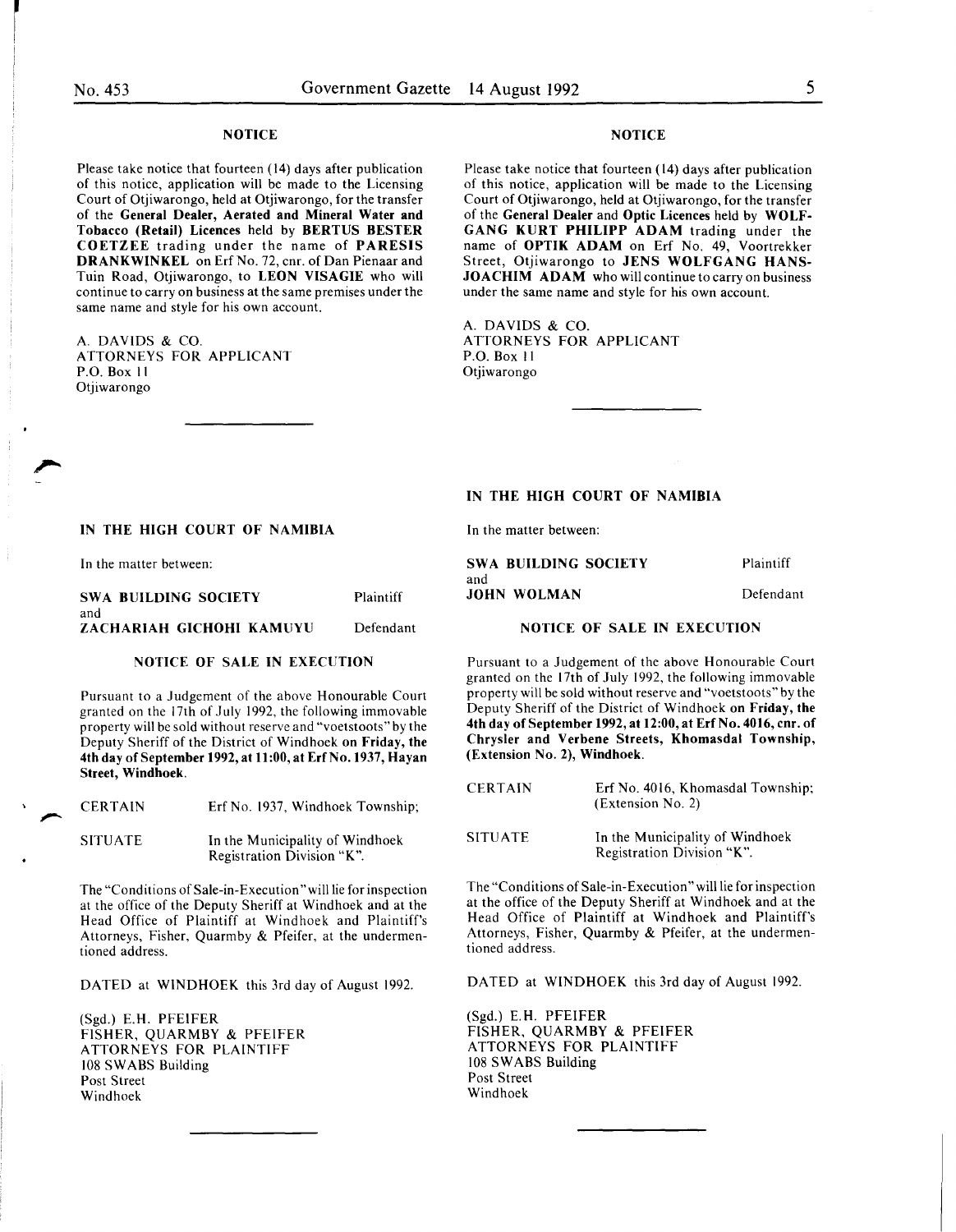## NOTICE

Please take notice that fourteen (14) days after publication of this notice, application will be made to the Licensing Court of Otjiwarongo, held at Otjiwarongo, for the transfer of the **General Dealer, Aerated and Mineral Water and Tobacco (Retail) Licences** held by **BERTUS BESTER COETZEE** trading under the name of **PARESIS DRANKWINKEL** on Erf No. 72, cnr. of Dan Pienaar and Tuin Road, Otjiwarongo, to **LEON VISAGIE** who will continue to carry on business at the same premises under the same name and style for his own account.

A. DAVIDS & CO.
ATTORNEYS FOR APPLICANT
P.O. Box 11
Otjiwarongo

---

## NOTICE

Please take notice that fourteen (14) days after publication of this notice, application will be made to the Licensing Court of Otjiwarongo, held at Otjiwarongo, for the transfer of the **General Dealer** and **Optic Licences** held by **WOLFGANG KURT PHILIPP ADAM** trading under the name of **OPTIK ADAM** on Erf No. 49, Voortrekker Street, Otjiwarongo to **JENS WOLFGANG HANS-JOACHIM ADAM** who will continue to carry on business under the same name and style for his own account.

A. DAVIDS & CO.
ATTORNEYS FOR APPLICANT
P.O. Box 11
Otjiwarongo

---

## IN THE HIGH COURT OF NAMIBIA

In the matter between:

**SWA BUILDING SOCIETY** Plaintiff
and
**ZACHARIAH GICHOHI KAMUYU** Defendant

### NOTICE OF SALE IN EXECUTION

Pursuant to a Judgement of the above Honourable Court granted on the 17th of July 1992, the following immovable property will be sold without reserve and "voetstoots" by the Deputy Sheriff of the District of Windhoek **on Friday, the 4th day of September 1992, at 11:00, at Erf No. 1937, Hayan Street, Windhoek.**

| | |
|---|---|
| CERTAIN | Erf No. 1937, Windhoek Township; |
| SITUATE | In the Municipality of Windhoek Registration Division "K". |

The "Conditions of Sale-in-Execution" will lie for inspection at the office of the Deputy Sheriff at Windhoek and at the Head Office of Plaintiff at Windhoek and Plaintiff's Attorneys, Fisher, Quarmby & Pfeifer, at the undermentioned address.

DATED at WINDHOEK this 3rd day of August 1992.

(Sgd.) E.H. PFEIFER
FISHER, QUARMBY & PFEIFER
ATTORNEYS FOR PLAINTIFF
108 SWABS Building
Post Street
Windhoek

---

## IN THE HIGH COURT OF NAMIBIA

In the matter between:

**SWA BUILDING SOCIETY** Plaintiff
and
**JOHN WOLMAN** Defendant

### NOTICE OF SALE IN EXECUTION

Pursuant to a Judgement of the above Honourable Court granted on the 17th of July 1992, the following immovable property will be sold without reserve and "voetstoots" by the Deputy Sheriff of the District of Windhoek **on Friday, the 4th day of September 1992, at 12:00, at Erf No. 4016, cnr. of Chrysler and Verbene Streets, Khomasdal Township, (Extension No. 2), Windhoek.**

| | |
|---|---|
| CERTAIN | Erf No. 4016, Khomasdal Township; (Extension No. 2) |
| SITUATE | In the Municipality of Windhoek Registration Division "K". |

The "Conditions of Sale-in-Execution" will lie for inspection at the office of the Deputy Sheriff at Windhoek and at the Head Office of Plaintiff at Windhoek and Plaintiff's Attorneys, Fisher, Quarmby & Pfeifer, at the undermentioned address.

DATED at WINDHOEK this 3rd day of August 1992.

(Sgd.) E.H. PFEIFER
FISHER, QUARMBY & PFEIFER
ATTORNEYS FOR PLAINTIFF
108 SWABS Building
Post Street
Windhoek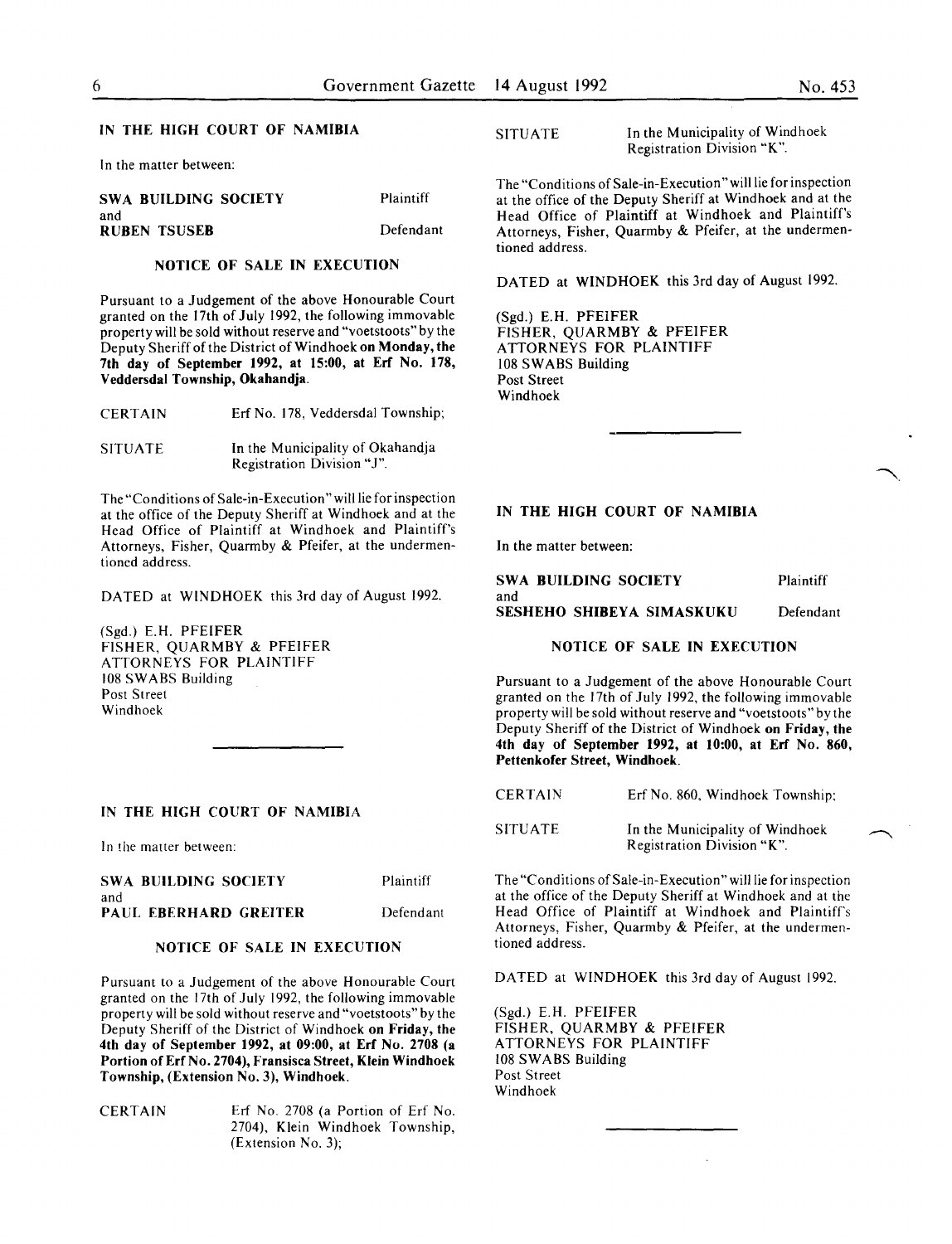## IN THE HIGH COURT OF NAMIBIA

In the matter between:

| | |
|---|---|
| **SWA BUILDING SOCIETY** | Plaintiff |
| and | |
| **RUBEN TSUSEB** | Defendant |

### NOTICE OF SALE IN EXECUTION

Pursuant to a Judgement of the above Honourable Court granted on the 17th of July 1992, the following immovable property will be sold without reserve and "voetstoots" by the Deputy Sheriff of the District of Windhoek **on Monday, the 7th day of September 1992, at 15:00, at Erf No. 178, Veddersdal Township, Okahandja**.

| | |
|---|---|
| CERTAIN | Erf No. 178, Veddersdal Township; |
| SITUATE | In the Municipality of Okahandja Registration Division "J". |

The "Conditions of Sale-in-Execution" will lie for inspection at the office of the Deputy Sheriff at Windhoek and at the Head Office of Plaintiff at Windhoek and Plaintiff's Attorneys, Fisher, Quarmby & Pfeifer, at the undermentioned address.

DATED at WINDHOEK this 3rd day of August 1992.

(Sgd.) E.H. PFEIFER
FISHER, QUARMBY & PFEIFER
ATTORNEYS FOR PLAINTIFF
108 SWABS Building
Post Street
Windhoek

---

## IN THE HIGH COURT OF NAMIBIA

In the matter between:

| | |
|---|---|
| **SWA BUILDING SOCIETY** | Plaintiff |
| and | |
| **PAUL EBERHARD GREITER** | Defendant |

### NOTICE OF SALE IN EXECUTION

Pursuant to a Judgement of the above Honourable Court granted on the 17th of July 1992, the following immovable property will be sold without reserve and "voetstoots" by the Deputy Sheriff of the District of Windhoek **on Friday, the 4th day of September 1992, at 09:00, at Erf No. 2708 (a Portion of Erf No. 2704), Fransisca Street, Klein Windhoek Township, (Extension No. 3), Windhoek**.

| | |
|---|---|
| CERTAIN | Erf No. 2708 (a Portion of Erf No. 2704), Klein Windhoek Township, (Extension No. 3); |
| SITUATE | In the Municipality of Windhoek Registration Division "K". |

The "Conditions of Sale-in-Execution" will lie for inspection at the office of the Deputy Sheriff at Windhoek and at the Head Office of Plaintiff at Windhoek and Plaintiff's Attorneys, Fisher, Quarmby & Pfeifer, at the undermentioned address.

DATED at WINDHOEK this 3rd day of August 1992.

(Sgd.) E.H. PFEIFER
FISHER, QUARMBY & PFEIFER
ATTORNEYS FOR PLAINTIFF
108 SWABS Building
Post Street
Windhoek

---

## IN THE HIGH COURT OF NAMIBIA

In the matter between:

| | |
|---|---|
| **SWA BUILDING SOCIETY** | Plaintiff |
| and | |
| **SESHEHO SHIBEYA SIMASKUKU** | Defendant |

### NOTICE OF SALE IN EXECUTION

Pursuant to a Judgement of the above Honourable Court granted on the 17th of July 1992, the following immovable property will be sold without reserve and "voetstoots" by the Deputy Sheriff of the District of Windhoek **on Friday, the 4th day of September 1992, at 10:00, at Erf No. 860, Pettenkofer Street, Windhoek**.

| | |
|---|---|
| CERTAIN | Erf No. 860, Windhoek Township; |
| SITUATE | In the Municipality of Windhoek Registration Division "K". |

The "Conditions of Sale-in-Execution" will lie for inspection at the office of the Deputy Sheriff at Windhoek and at the Head Office of Plaintiff at Windhoek and Plaintiff's Attorneys, Fisher, Quarmby & Pfeifer, at the undermentioned address.

DATED at WINDHOEK this 3rd day of August 1992.

(Sgd.) E.H. PFEIFER
FISHER, QUARMBY & PFEIFER
ATTORNEYS FOR PLAINTIFF
108 SWABS Building
Post Street
Windhoek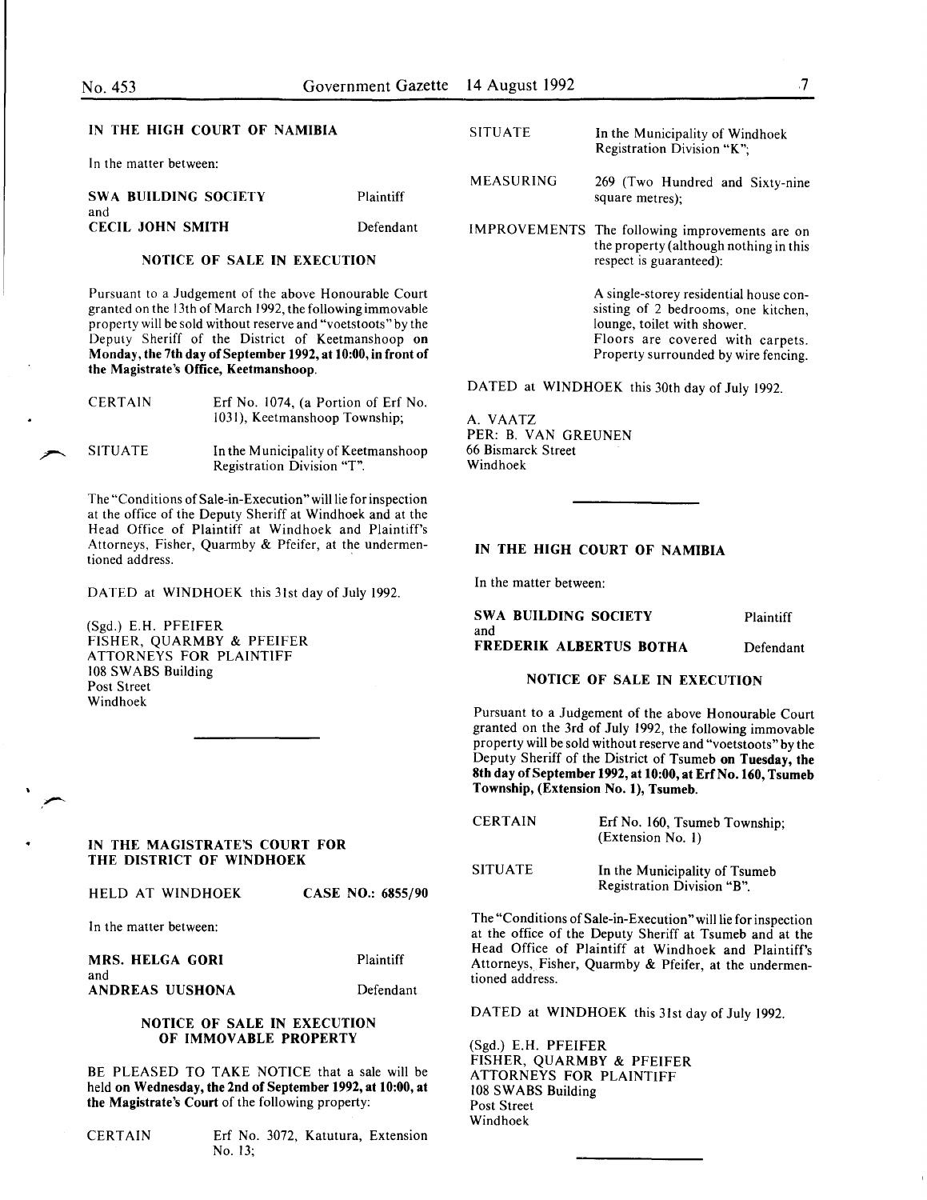## IN THE HIGH COURT OF NAMIBIA

In the matter between:

| | |
|---|---|
| **SWA BUILDING SOCIETY** | Plaintiff |
| and | |
| **CECIL JOHN SMITH** | Defendant |

### NOTICE OF SALE IN EXECUTION

Pursuant to a Judgement of the above Honourable Court granted on the 13th of March 1992, the following immovable property will be sold without reserve and "voetstoots" by the Deputy Sheriff of the District of Keetmanshoop **on Monday, the 7th day of September 1992, at 10:00, in front of the Magistrate's Office, Keetmanshoop.**

| | |
|---|---|
| CERTAIN | Erf No. 1074, (a Portion of Erf No. 1031), Keetmanshoop Township; |
| SITUATE | In the Municipality of Keetmanshoop Registration Division "T". |

The "Conditions of Sale-in-Execution" will lie for inspection at the office of the Deputy Sheriff at Windhoek and at the Head Office of Plaintiff at Windhoek and Plaintiff's Attorneys, Fisher, Quarmby & Pfeifer, at the undermentioned address.

DATED at WINDHOEK this 31st day of July 1992.

(Sgd.) E.H. PFEIFER
FISHER, QUARMBY & PFEIFER
ATTORNEYS FOR PLAINTIFF
108 SWABS Building
Post Street
Windhoek

---

## IN THE MAGISTRATE'S COURT FOR THE DISTRICT OF WINDHOEK

| | |
|---|---|
| HELD AT WINDHOEK | **CASE NO.: 6855/90** |

In the matter between:

| | |
|---|---|
| **MRS. HELGA GORI** | Plaintiff |
| and | |
| **ANDREAS UUSHONA** | Defendant |

### NOTICE OF SALE IN EXECUTION OF IMMOVABLE PROPERTY

BE PLEASED TO TAKE NOTICE that a sale will be held **on Wednesday, the 2nd of September 1992, at 10:00, at the Magistrate's Court** of the following property:

| | |
|---|---|
| CERTAIN | Erf No. 3072, Katutura, Extension No. 13; |
| SITUATE | In the Municipality of Windhoek Registration Division "K"; |
| MEASURING | 269 (Two Hundred and Sixty-nine square metres); |
| IMPROVEMENTS | The following improvements are on the property (although nothing in this respect is guaranteed): |

A single-storey residential house consisting of 2 bedrooms, one kitchen, lounge, toilet with shower.
Floors are covered with carpets.
Property surrounded by wire fencing.

DATED at WINDHOEK this 30th day of July 1992.

A. VAATZ
PER: B. VAN GREUNEN
66 Bismarck Street
Windhoek

---

## IN THE HIGH COURT OF NAMIBIA

In the matter between:

| | |
|---|---|
| **SWA BUILDING SOCIETY** | Plaintiff |
| and | |
| **FREDERIK ALBERTUS BOTHA** | Defendant |

### NOTICE OF SALE IN EXECUTION

Pursuant to a Judgement of the above Honourable Court granted on the 3rd of July 1992, the following immovable property will be sold without reserve and "voetstoots" by the Deputy Sheriff of the District of Tsumeb **on Tuesday, the 8th day of September 1992, at 10:00, at Erf No. 160, Tsumeb Township, (Extension No. 1), Tsumeb.**

| | |
|---|---|
| CERTAIN | Erf No. 160, Tsumeb Township; (Extension No. 1) |
| SITUATE | In the Municipality of Tsumeb Registration Division "B". |

The "Conditions of Sale-in-Execution" will lie for inspection at the office of the Deputy Sheriff at Tsumeb and at the Head Office of Plaintiff at Windhoek and Plaintiff's Attorneys, Fisher, Quarmby & Pfeifer, at the undermentioned address.

DATED at WINDHOEK this 31st day of July 1992.

(Sgd.) E.H. PFEIFER
FISHER, QUARMBY & PFEIFER
ATTORNEYS FOR PLAINTIFF
108 SWABS Building
Post Street
Windhoek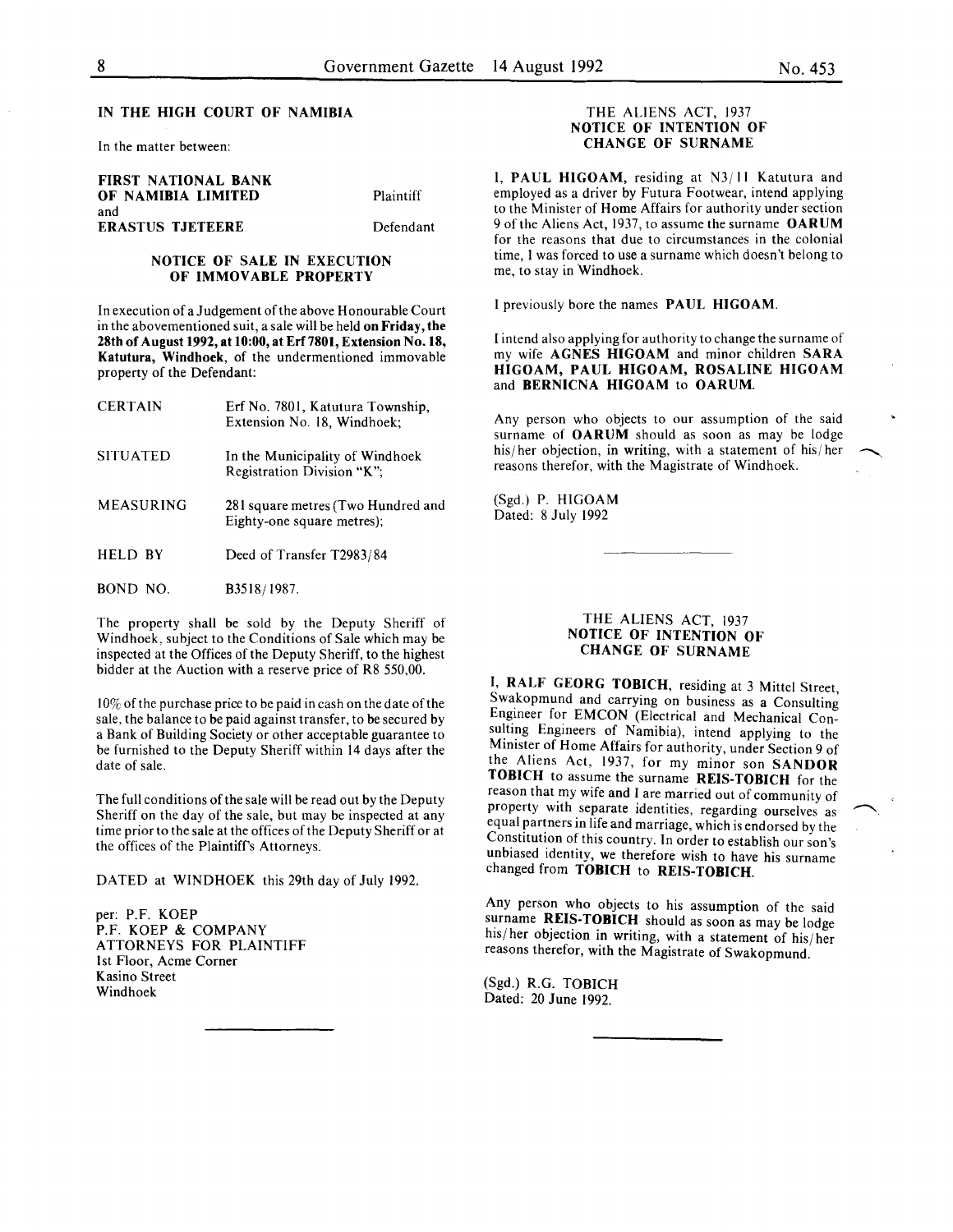## IN THE HIGH COURT OF NAMIBIA

In the matter between:

| | |
|---|---|
| **FIRST NATIONAL BANK OF NAMIBIA LIMITED** | Plaintiff |
| and | |
| **ERASTUS TJETEERE** | Defendant |

### NOTICE OF SALE IN EXECUTION OF IMMOVABLE PROPERTY

In execution of a Judgement of the above Honourable Court in the abovementioned suit, a sale will be held **on Friday, the 28th of August 1992, at 10:00, at Erf 7801, Extension No. 18, Katutura, Windhoek,** of the undermentioned immovable property of the Defendant:

| | |
|---|---|
| CERTAIN | Erf No. 7801, Katutura Township, Extension No. 18, Windhoek; |
| SITUATED | In the Municipality of Windhoek Registration Division "K"; |
| MEASURING | 281 square metres (Two Hundred and Eighty-one square metres); |
| HELD BY | Deed of Transfer T2983/84 |
| BOND NO. | B3518/1987. |

The property shall be sold by the Deputy Sheriff of Windhoek, subject to the Conditions of Sale which may be inspected at the Offices of the Deputy Sheriff, to the highest bidder at the Auction with a reserve price of R8 550,00.

10% of the purchase price to be paid in cash on the date of the sale, the balance to be paid against transfer, to be secured by a Bank of Building Society or other acceptable guarantee to be furnished to the Deputy Sheriff within 14 days after the date of sale.

The full conditions of the sale will be read out by the Deputy Sheriff on the day of the sale, but may be inspected at any time prior to the sale at the offices of the Deputy Sheriff or at the offices of the Plaintiff's Attorneys.

DATED at WINDHOEK this 29th day of July 1992.

per: P.F. KOEP
P.F. KOEP & COMPANY
ATTORNEYS FOR PLAINTIFF
1st Floor, Acme Corner
Kasino Street
Windhoek

---

### THE ALIENS ACT, 1937
### NOTICE OF INTENTION OF CHANGE OF SURNAME

I, **PAUL HIGOAM,** residing at N3/11 Katutura and employed as a driver by Futura Footwear, intend applying to the Minister of Home Affairs for authority under section 9 of the Aliens Act, 1937, to assume the surname **OARUM** for the reasons that due to circumstances in the colonial time, I was forced to use a surname which doesn't belong to me, to stay in Windhoek.

I previously bore the names **PAUL HIGOAM.**

I intend also applying for authority to change the surname of my wife **AGNES HIGOAM** and minor children **SARA HIGOAM, PAUL HIGOAM, ROSALINE HIGOAM** and **BERNICNA HIGOAM** to **OARUM.**

Any person who objects to our assumption of the said surname of **OARUM** should as soon as may be lodge his/her objection, in writing, with a statement of his/her reasons therefor, with the Magistrate of Windhoek.

(Sgd.) P. HIGOAM
Dated: 8 July 1992

---

### THE ALIENS ACT, 1937
### NOTICE OF INTENTION OF CHANGE OF SURNAME

I, **RALF GEORG TOBICH,** residing at 3 Mittel Street, Swakopmund and carrying on business as a Consulting Engineer for EMCON (Electrical and Mechanical Consulting Engineers of Namibia), intend applying to the Minister of Home Affairs for authority, under Section 9 of the Aliens Act, 1937, for my minor son **SANDOR TOBICH** to assume the surname **REIS-TOBICH** for the reason that my wife and I are married out of community of property with separate identities, regarding ourselves as equal partners in life and marriage, which is endorsed by the Constitution of this country. In order to establish our son's unbiased identity, we therefore wish to have his surname changed from **TOBICH** to **REIS-TOBICH.**

Any person who objects to his assumption of the said surname **REIS-TOBICH** should as soon as may be lodge his/her objection in writing, with a statement of his/her reasons therefor, with the Magistrate of Swakopmund.

(Sgd.) R.G. TOBICH
Dated: 20 June 1992.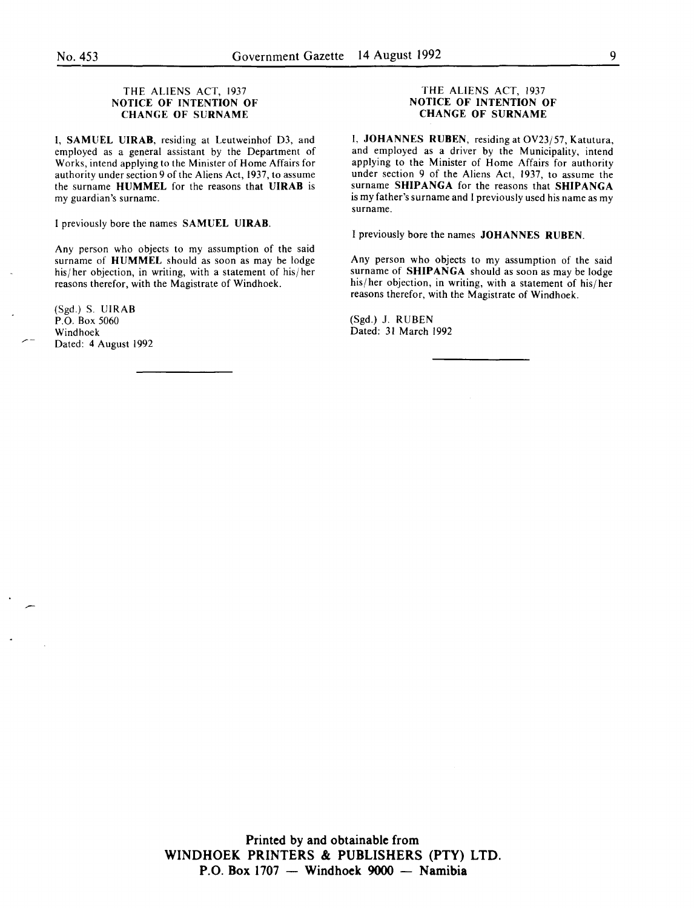THE ALIENS ACT, 1937
**NOTICE OF INTENTION OF CHANGE OF SURNAME**

I, **SAMUEL UIRAB**, residing at Leutweinhof D3, and employed as a general assistant by the Department of Works, intend applying to the Minister of Home Affairs for authority under section 9 of the Aliens Act, 1937, to assume the surname **HUMMEL** for the reasons that **UIRAB** is my guardian's surname.

I previously bore the names **SAMUEL UIRAB**.

Any person who objects to my assumption of the said surname of **HUMMEL** should as soon as may be lodge his/her objection, in writing, with a statement of his/her reasons therefor, with the Magistrate of Windhoek.

(Sgd.) S. UIRAB
P.O. Box 5060
Windhoek
Dated: 4 August 1992

---

THE ALIENS ACT, 1937
**NOTICE OF INTENTION OF CHANGE OF SURNAME**

I, **JOHANNES RUBEN**, residing at OV23/57, Katutura, and employed as a driver by the Municipality, intend applying to the Minister of Home Affairs for authority under section 9 of the Aliens Act, 1937, to assume the surname **SHIPANGA** for the reasons that **SHIPANGA** is my father's surname and I previously used his name as my surname.

I previously bore the names **JOHANNES RUBEN**.

Any person who objects to my assumption of the said surname of **SHIPANGA** should as soon as may be lodge his/her objection, in writing, with a statement of his/her reasons therefor, with the Magistrate of Windhoek.

(Sgd.) J. RUBEN
Dated: 31 March 1992

---

**Printed by and obtainable from**
**WINDHOEK PRINTERS & PUBLISHERS (PTY) LTD.**
**P.O. Box 1707 — Windhoek 9000 — Namibia**